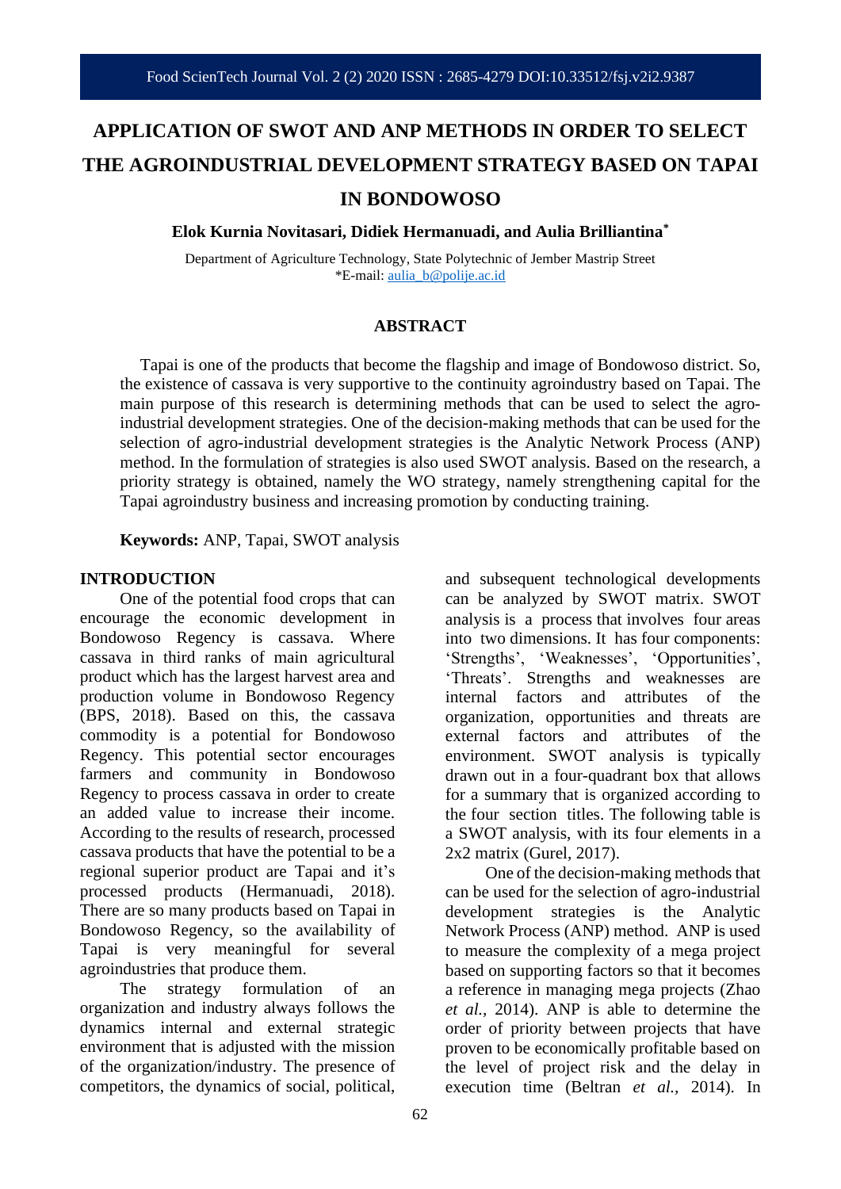# APPLICATION OF SWOT AND ANP METHODS IN ORDER TO SELECT THE AGROINDUSTRIAL DEVELOPMENT STRATEGY BASED ON TAPAI IN BONDOWOSO

**Elok Kurnia Novitasari, Didiek Hermanuadi, and Aulia Brilliantina***

Department of Agriculture Technology, State Polytechnic of Jember Mastrip Street
*E-mail: aulia_b@polije.ac.id

## ABSTRACT

Tapai is one of the products that become the flagship and image of Bondowoso district. So, the existence of cassava is very supportive to the continuity agroindustry based on Tapai. The main purpose of this research is determining methods that can be used to select the agro-industrial development strategies. One of the decision-making methods that can be used for the selection of agro-industrial development strategies is the Analytic Network Process (ANP) method. In the formulation of strategies is also used SWOT analysis. Based on the research, a priority strategy is obtained, namely the WO strategy, namely strengthening capital for the Tapai agroindustry business and increasing promotion by conducting training.

**Keywords:** ANP, Tapai, SWOT analysis

## INTRODUCTION

One of the potential food crops that can encourage the economic development in Bondowoso Regency is cassava. Where cassava in third ranks of main agricultural product which has the largest harvest area and production volume in Bondowoso Regency (BPS, 2018). Based on this, the cassava commodity is a potential for Bondowoso Regency. This potential sector encourages farmers and community in Bondowoso Regency to process cassava in order to create an added value to increase their income. According to the results of research, processed cassava products that have the potential to be a regional superior product are Tapai and it's processed products (Hermanuadi, 2018). There are so many products based on Tapai in Bondowoso Regency, so the availability of Tapai is very meaningful for several agroindustries that produce them.

The strategy formulation of an organization and industry always follows the dynamics internal and external strategic environment that is adjusted with the mission of the organization/industry. The presence of competitors, the dynamics of social, political, and subsequent technological developments can be analyzed by SWOT matrix. SWOT analysis is a process that involves four areas into two dimensions. It has four components: 'Strengths', 'Weaknesses', 'Opportunities', 'Threats'. Strengths and weaknesses are internal factors and attributes of the organization, opportunities and threats are external factors and attributes of the environment. SWOT analysis is typically drawn out in a four-quadrant box that allows for a summary that is organized according to the four section titles. The following table is a SWOT analysis, with its four elements in a 2x2 matrix (Gurel, 2017).

One of the decision-making methods that can be used for the selection of agro-industrial development strategies is the Analytic Network Process (ANP) method. ANP is used to measure the complexity of a mega project based on supporting factors so that it becomes a reference in managing mega projects (Zhao *et al.,* 2014). ANP is able to determine the order of priority between projects that have proven to be economically profitable based on the level of project risk and the delay in execution time (Beltran *et al.,* 2014). In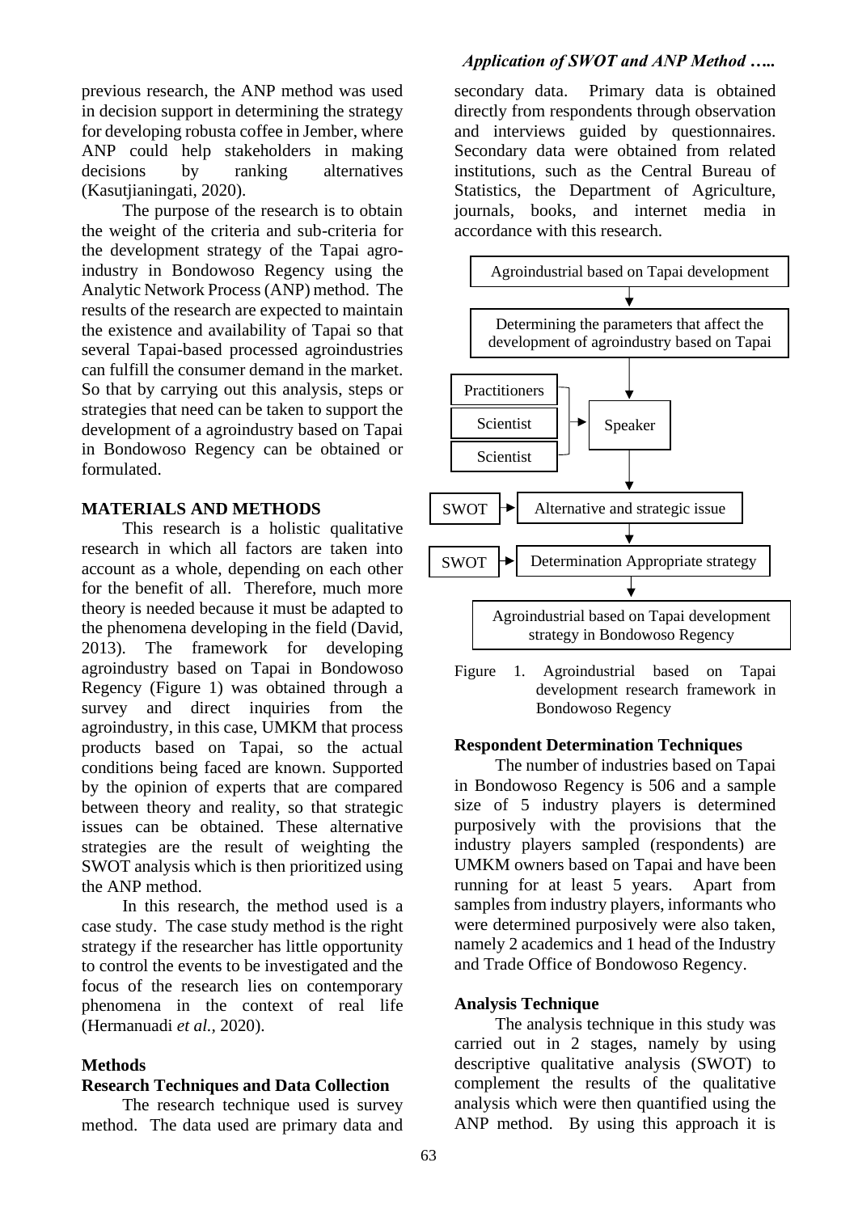previous research, the ANP method was used in decision support in determining the strategy for developing robusta coffee in Jember, where ANP could help stakeholders in making decisions by ranking alternatives (Kasutjianingati, 2020).

The purpose of the research is to obtain the weight of the criteria and sub-criteria for the development strategy of the Tapai agro-industry in Bondowoso Regency using the Analytic Network Process (ANP) method. The results of the research are expected to maintain the existence and availability of Tapai so that several Tapai-based processed agroindustries can fulfill the consumer demand in the market. So that by carrying out this analysis, steps or strategies that need can be taken to support the development of a agroindustry based on Tapai in Bondowoso Regency can be obtained or formulated.

## MATERIALS AND METHODS

This research is a holistic qualitative research in which all factors are taken into account as a whole, depending on each other for the benefit of all. Therefore, much more theory is needed because it must be adapted to the phenomena developing in the field (David, 2013). The framework for developing agroindustry based on Tapai in Bondowoso Regency (Figure 1) was obtained through a survey and direct inquiries from the agroindustry, in this case, UMKM that process products based on Tapai, so the actual conditions being faced are known. Supported by the opinion of experts that are compared between theory and reality, so that strategic issues can be obtained. These alternative strategies are the result of weighting the SWOT analysis which is then prioritized using the ANP method.

In this research, the method used is a case study. The case study method is the right strategy if the researcher has little opportunity to control the events to be investigated and the focus of the research lies on contemporary phenomena in the context of real life (Hermanuadi *et al.*, 2020).

### Methods

### Research Techniques and Data Collection

The research technique used is survey method. The data used are primary data and secondary data. Primary data is obtained directly from respondents through observation and interviews guided by questionnaires. Secondary data were obtained from related institutions, such as the Central Bureau of Statistics, the Department of Agriculture, journals, books, and internet media in accordance with this research.

Figure 1. Agroindustrial based on Tapai development research framework in Bondowoso Regency

### Respondent Determination Techniques

The number of industries based on Tapai in Bondowoso Regency is 506 and a sample size of 5 industry players is determined purposively with the provisions that the industry players sampled (respondents) are UMKM owners based on Tapai and have been running for at least 5 years. Apart from samples from industry players, informants who were determined purposively were also taken, namely 2 academics and 1 head of the Industry and Trade Office of Bondowoso Regency.

### Analysis Technique

The analysis technique in this study was carried out in 2 stages, namely by using descriptive qualitative analysis (SWOT) to complement the results of the qualitative analysis which were then quantified using the ANP method. By using this approach it is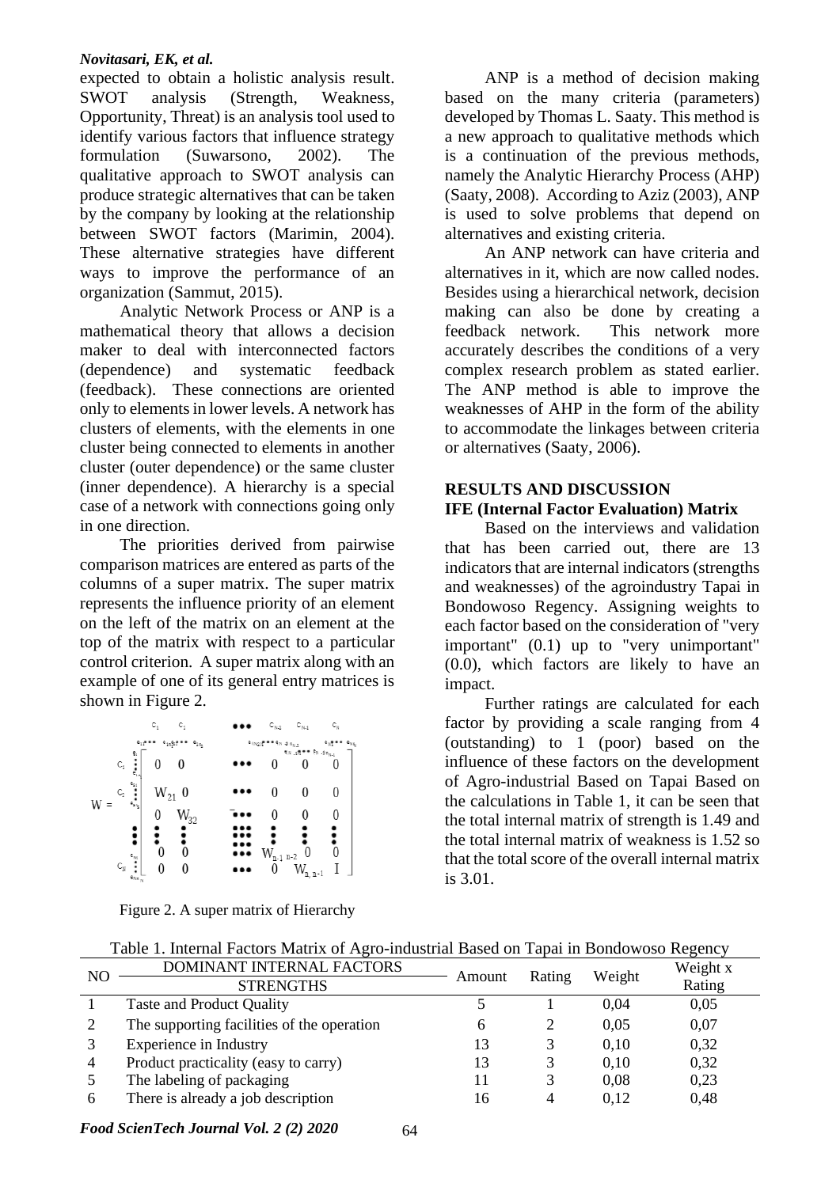expected to obtain a holistic analysis result. SWOT analysis (Strength, Weakness, Opportunity, Threat) is an analysis tool used to identify various factors that influence strategy formulation (Suwarsono, 2002). The qualitative approach to SWOT analysis can produce strategic alternatives that can be taken by the company by looking at the relationship between SWOT factors (Marimin, 2004). These alternative strategies have different ways to improve the performance of an organization (Sammut, 2015).

Analytic Network Process or ANP is a mathematical theory that allows a decision maker to deal with interconnected factors (dependence) and systematic feedback (feedback). These connections are oriented only to elements in lower levels. A network has clusters of elements, with the elements in one cluster being connected to elements in another cluster (outer dependence) or the same cluster (inner dependence). A hierarchy is a special case of a network with connections going only in one direction.

The priorities derived from pairwise comparison matrices are entered as parts of the columns of a super matrix. The super matrix represents the influence priority of an element on the left of the matrix on an element at the top of the matrix with respect to a particular control criterion. A super matrix along with an example of one of its general entry matrices is shown in Figure 2.

$$
W = \begin{bmatrix}
0 & 0 & \cdots & 0 & 0 & 0 \\
W_{21} & 0 & \cdots & 0 & 0 & 0 \\
0 & W_{32} & \cdots & 0 & 0 & 0 \\
\vdots & \vdots & \ddots & \vdots & \vdots & \vdots \\
0 & 0 & \cdots & W_{n-1\ n-2} & 0 & 0 \\
0 & 0 & \cdots & 0 & W_{n,\ n-1} & I
\end{bmatrix}
$$

Figure 2. A super matrix of Hierarchy

ANP is a method of decision making based on the many criteria (parameters) developed by Thomas L. Saaty. This method is a new approach to qualitative methods which is a continuation of the previous methods, namely the Analytic Hierarchy Process (AHP) (Saaty, 2008). According to Aziz (2003), ANP is used to solve problems that depend on alternatives and existing criteria.

An ANP network can have criteria and alternatives in it, which are now called nodes. Besides using a hierarchical network, decision making can also be done by creating a feedback network. This network more accurately describes the conditions of a very complex research problem as stated earlier. The ANP method is able to improve the weaknesses of AHP in the form of the ability to accommodate the linkages between criteria or alternatives (Saaty, 2006).

## RESULTS AND DISCUSSION

### IFE (Internal Factor Evaluation) Matrix

Based on the interviews and validation that has been carried out, there are 13 indicators that are internal indicators (strengths and weaknesses) of the agroindustry Tapai in Bondowoso Regency. Assigning weights to each factor based on the consideration of "very important" (0.1) up to "very unimportant" (0.0), which factors are likely to have an impact.

Further ratings are calculated for each factor by providing a scale ranging from 4 (outstanding) to 1 (poor) based on the influence of these factors on the development of Agro-industrial Based on Tapai Based on the calculations in Table 1, it can be seen that the total internal matrix of strength is 1.49 and the total internal matrix of weakness is 1.52 so that the total score of the overall internal matrix is 3.01.

Table 1. Internal Factors Matrix of Agro-industrial Based on Tapai in Bondowoso Regency

| NO | DOMINANT INTERNAL FACTORS | Amount | Rating | Weight | Weight x Rating |
|---|---|---|---|---|---|
| | STRENGTHS | | | | |
| 1 | Taste and Product Quality | 5 | 1 | 0,04 | 0,05 |
| 2 | The supporting facilities of the operation | 6 | 2 | 0,05 | 0,07 |
| 3 | Experience in Industry | 13 | 3 | 0,10 | 0,32 |
| 4 | Product practicality (easy to carry) | 13 | 3 | 0,10 | 0,32 |
| 5 | The labeling of packaging | 11 | 3 | 0,08 | 0,23 |
| 6 | There is already a job description | 16 | 4 | 0,12 | 0,48 |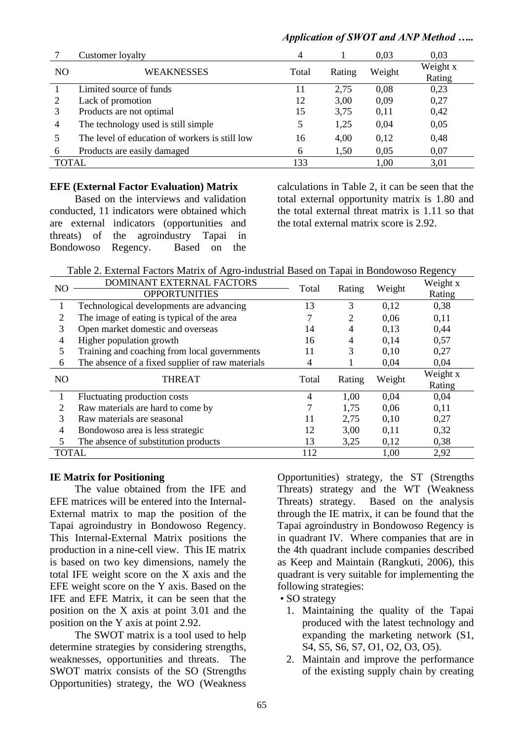| 7 | Customer loyalty | 4 | 1 | 0,03 | 0,03 |
|---|---|---|---|---|---|
| NO | WEAKNESSES | Total | Rating | Weight | Weight x Rating |
| 1 | Limited source of funds | 11 | 2,75 | 0,08 | 0,23 |
| 2 | Lack of promotion | 12 | 3,00 | 0,09 | 0,27 |
| 3 | Products are not optimal | 15 | 3,75 | 0,11 | 0,42 |
| 4 | The technology used is still simple | 5 | 1,25 | 0,04 | 0,05 |
| 5 | The level of education of workers is still low | 16 | 4,00 | 0,12 | 0,48 |
| 6 | Products are easily damaged | 6 | 1,50 | 0,05 | 0,07 |
| TOTAL | | 133 | | 1,00 | 3,01 |

**EFE (External Factor Evaluation) Matrix**

Based on the interviews and validation conducted, 11 indicators were obtained which are external indicators (opportunities and threats) of the agroindustry Tapai in Bondowoso Regency. Based on the calculations in Table 2, it can be seen that the total external opportunity matrix is 1.80 and the total external threat matrix is 1.11 so that the total external matrix score is 2.92.

Table 2. External Factors Matrix of Agro-industrial Based on Tapai in Bondowoso Regency

| NO | DOMINANT EXTERNAL FACTORS<br>OPPORTUNITIES | Total | Rating | Weight | Weight x Rating |
|---|---|---|---|---|---|
| 1 | Technological developments are advancing | 13 | 3 | 0,12 | 0,38 |
| 2 | The image of eating is typical of the area | 7 | 2 | 0,06 | 0,11 |
| 3 | Open market domestic and overseas | 14 | 4 | 0,13 | 0,44 |
| 4 | Higher population growth | 16 | 4 | 0,14 | 0,57 |
| 5 | Training and coaching from local governments | 11 | 3 | 0,10 | 0,27 |
| 6 | The absence of a fixed supplier of raw materials | 4 | 1 | 0,04 | 0,04 |
| NO | THREAT | Total | Rating | Weight | Weight x Rating |
| 1 | Fluctuating production costs | 4 | 1,00 | 0,04 | 0,04 |
| 2 | Raw materials are hard to come by | 7 | 1,75 | 0,06 | 0,11 |
| 3 | Raw materials are seasonal | 11 | 2,75 | 0,10 | 0,27 |
| 4 | Bondowoso area is less strategic | 12 | 3,00 | 0,11 | 0,32 |
| 5 | The absence of substitution products | 13 | 3,25 | 0,12 | 0,38 |
| TOTAL | | 112 | | 1,00 | 2,92 |

**IE Matrix for Positioning**

The value obtained from the IFE and EFE matrices will be entered into the Internal-External matrix to map the position of the Tapai agroindustry in Bondowoso Regency. This Internal-External Matrix positions the production in a nine-cell view. This IE matrix is based on two key dimensions, namely the total IFE weight score on the X axis and the EFE weight score on the Y axis. Based on the IFE and EFE Matrix, it can be seen that the position on the X axis at point 3.01 and the position on the Y axis at point 2.92.

The SWOT matrix is a tool used to help determine strategies by considering strengths, weaknesses, opportunities and threats. The SWOT matrix consists of the SO (Strengths Opportunities) strategy, the WO (Weakness Opportunities) strategy, the ST (Strengths Threats) strategy and the WT (Weakness Threats) strategy. Based on the analysis through the IE matrix, it can be found that the Tapai agroindustry in Bondowoso Regency is in quadrant IV. Where companies that are in the 4th quadrant include companies described as Keep and Maintain (Rangkuti, 2006), this quadrant is very suitable for implementing the following strategies:

- SO strategy
  1. Maintaining the quality of the Tapai produced with the latest technology and expanding the marketing network (S1, S4, S5, S6, S7, O1, O2, O3, O5).
  2. Maintain and improve the performance of the existing supply chain by creating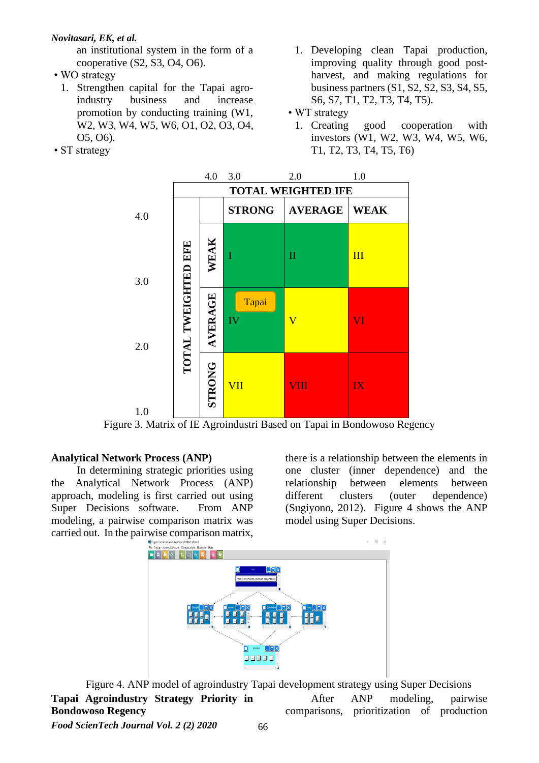an institutional system in the form of a cooperative (S2, S3, O4, O6).

- WO strategy
  1. Strengthen capital for the Tapai agro-industry business and increase promotion by conducting training (W1, W2, W3, W4, W5, W6, O1, O2, O3, O4, O5, O6).
- ST strategy
  1. Developing clean Tapai production, improving quality through good post-harvest, and making regulations for business partners (S1, S2, S2, S3, S4, S5, S6, S7, T1, T2, T3, T4, T5).
- WT strategy
  1. Creating good cooperation with investors (W1, W2, W3, W4, W5, W6, T1, T2, T3, T4, T5, T6)

| TOTAL WEIGHTED EFE | | STRONG (4.0–3.0) | AVERAGE (3.0–2.0) | WEAK (2.0–1.0) |
|---|---|---|---|---|
| 4.0–3.0 | WEAK | I | II | III |
| 3.0–2.0 | AVERAGE | IV (Tapai) | V | VI |
| 2.0–1.0 | STRONG | VII | VIII | IX |

Figure 3. Matrix of IE Agroindustri Based on Tapai in Bondowoso Regency

## Analytical Network Process (ANP)

In determining strategic priorities using the Analytical Network Process (ANP) approach, modeling is first carried out using Super Decisions software. From ANP modeling, a pairwise comparison matrix was carried out. In the pairwise comparison matrix, there is a relationship between the elements in one cluster (inner dependence) and the relationship between elements between different clusters (outer dependence) (Sugiyono, 2012). Figure 4 shows the ANP model using Super Decisions.

Figure 4. ANP model of agroindustry Tapai development strategy using Super Decisions

## Tapai Agroindustry Strategy Priority in Bondowoso Regency

After ANP modeling, pairwise comparisons, prioritization of production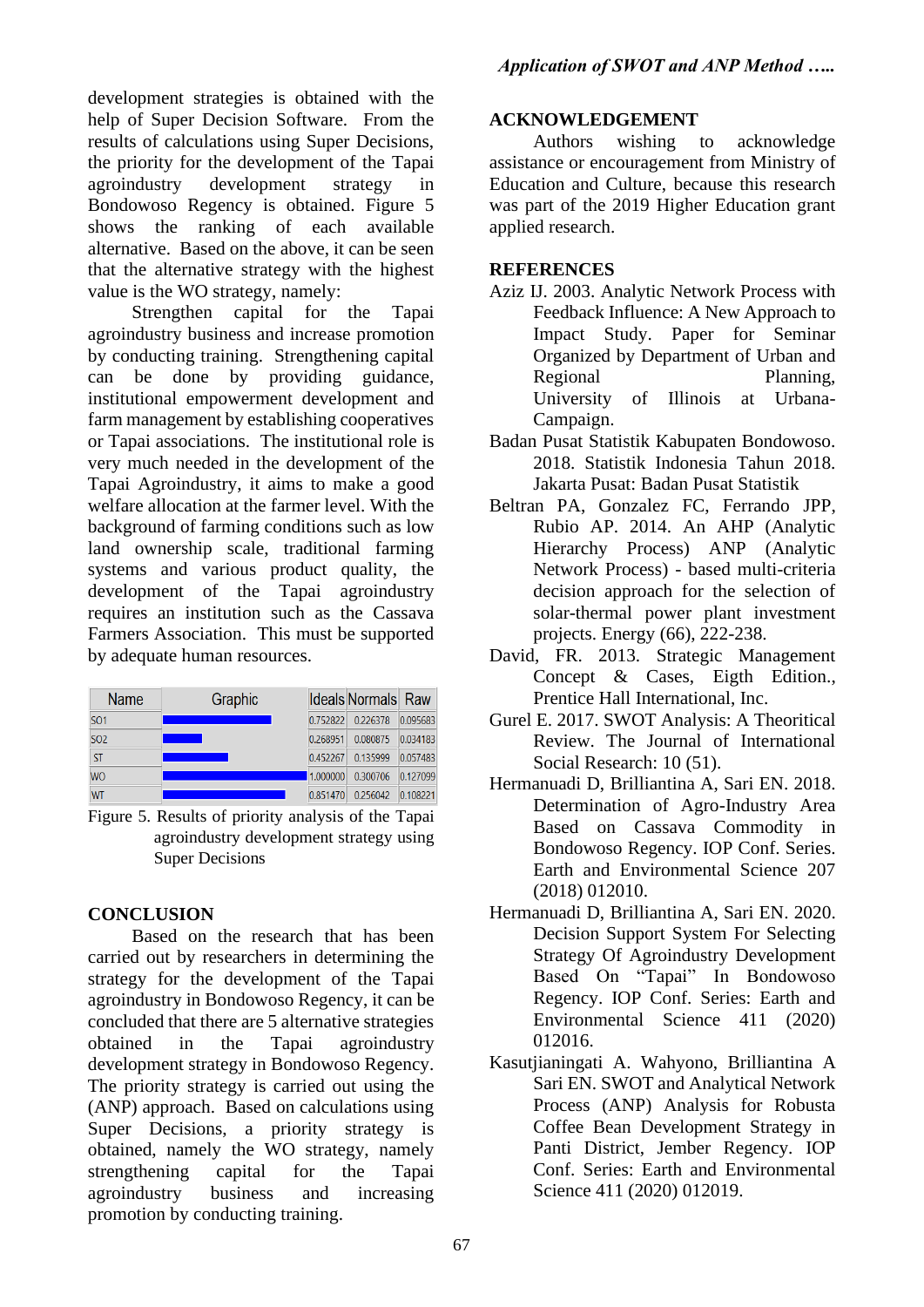development strategies is obtained with the help of Super Decision Software. From the results of calculations using Super Decisions, the priority for the development of the Tapai agroindustry development strategy in Bondowoso Regency is obtained. Figure 5 shows the ranking of each available alternative. Based on the above, it can be seen that the alternative strategy with the highest value is the WO strategy, namely:

Strengthen capital for the Tapai agroindustry business and increase promotion by conducting training. Strengthening capital can be done by providing guidance, institutional empowerment development and farm management by establishing cooperatives or Tapai associations. The institutional role is very much needed in the development of the Tapai Agroindustry, it aims to make a good welfare allocation at the farmer level. With the background of farming conditions such as low land ownership scale, traditional farming systems and various product quality, the development of the Tapai agroindustry requires an institution such as the Cassava Farmers Association. This must be supported by adequate human resources.

| Name | Graphic | Ideals | Normals | Raw |
|---|---|---|---|---|
| SO1 | | 0.752822 | 0.226378 | 0.095683 |
| SO2 | | 0.268951 | 0.080875 | 0.034183 |
| ST | | 0.452267 | 0.135999 | 0.057483 |
| WO | | 1.000000 | 0.300706 | 0.127099 |
| WT | | 0.851470 | 0.256042 | 0.108221 |

Figure 5. Results of priority analysis of the Tapai agroindustry development strategy using Super Decisions

## CONCLUSION

Based on the research that has been carried out by researchers in determining the strategy for the development of the Tapai agroindustry in Bondowoso Regency, it can be concluded that there are 5 alternative strategies obtained in the Tapai agroindustry development strategy in Bondowoso Regency. The priority strategy is carried out using the (ANP) approach. Based on calculations using Super Decisions, a priority strategy is obtained, namely the WO strategy, namely strengthening capital for the Tapai agroindustry business and increasing promotion by conducting training.

## ACKNOWLEDGEMENT

Authors wishing to acknowledge assistance or encouragement from Ministry of Education and Culture, because this research was part of the 2019 Higher Education grant applied research.

## REFERENCES

Aziz IJ. 2003. Analytic Network Process with Feedback Influence: A New Approach to Impact Study. Paper for Seminar Organized by Department of Urban and Regional Planning, University of Illinois at Urbana-Campaign.

Badan Pusat Statistik Kabupaten Bondowoso. 2018. Statistik Indonesia Tahun 2018. Jakarta Pusat: Badan Pusat Statistik

Beltran PA, Gonzalez FC, Ferrando JPP, Rubio AP. 2014. An AHP (Analytic Hierarchy Process) ANP (Analytic Network Process) - based multi-criteria decision approach for the selection of solar-thermal power plant investment projects. Energy (66), 222-238.

David, FR. 2013. Strategic Management Concept & Cases, Eigth Edition., Prentice Hall International, Inc.

Gurel E. 2017. SWOT Analysis: A Theoritical Review. The Journal of International Social Research: 10 (51).

Hermanuadi D, Brilliantina A, Sari EN. 2018. Determination of Agro-Industry Area Based on Cassava Commodity in Bondowoso Regency. IOP Conf. Series. Earth and Environmental Science 207 (2018) 012010.

Hermanuadi D, Brilliantina A, Sari EN. 2020. Decision Support System For Selecting Strategy Of Agroindustry Development Based On "Tapai" In Bondowoso Regency. IOP Conf. Series: Earth and Environmental Science 411 (2020) 012016.

Kasutjianingati A. Wahyono, Brilliantina A Sari EN. SWOT and Analytical Network Process (ANP) Analysis for Robusta Coffee Bean Development Strategy in Panti District, Jember Regency. IOP Conf. Series: Earth and Environmental Science 411 (2020) 012019.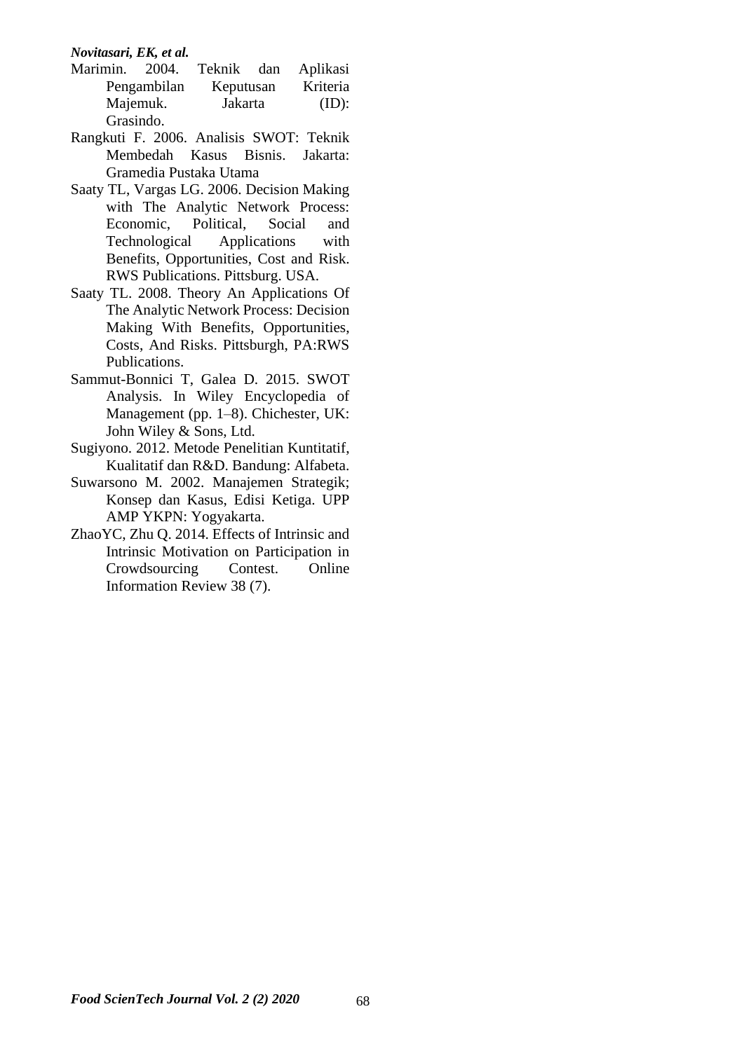Marimin. 2004. Teknik dan Aplikasi Pengambilan Keputusan Kriteria Majemuk. Jakarta (ID): Grasindo.

Rangkuti F. 2006. Analisis SWOT: Teknik Membedah Kasus Bisnis. Jakarta: Gramedia Pustaka Utama

Saaty TL, Vargas LG. 2006. Decision Making with The Analytic Network Process: Economic, Political, Social and Technological Applications with Benefits, Opportunities, Cost and Risk. RWS Publications. Pittsburg. USA.

Saaty TL. 2008. Theory An Applications Of The Analytic Network Process: Decision Making With Benefits, Opportunities, Costs, And Risks. Pittsburgh, PA:RWS Publications.

Sammut-Bonnici T, Galea D. 2015. SWOT Analysis. In Wiley Encyclopedia of Management (pp. 1–8). Chichester, UK: John Wiley & Sons, Ltd.

Sugiyono. 2012. Metode Penelitian Kuntitatif, Kualitatif dan R&D. Bandung: Alfabeta.

Suwarsono M. 2002. Manajemen Strategik; Konsep dan Kasus, Edisi Ketiga. UPP AMP YKPN: Yogyakarta.

ZhaoYC, Zhu Q. 2014. Effects of Intrinsic and Intrinsic Motivation on Participation in Crowdsourcing Contest. Online Information Review 38 (7).